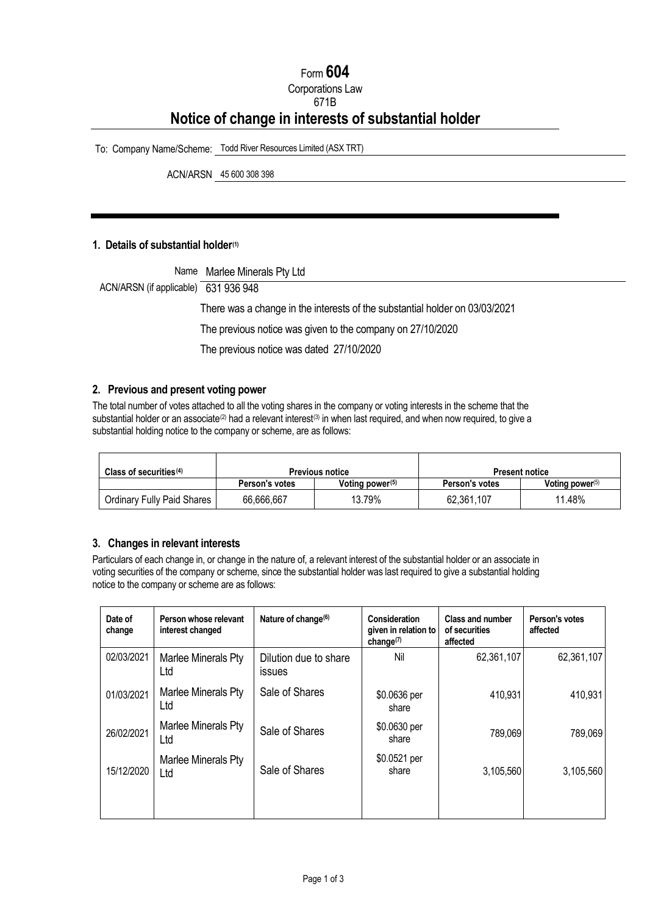Form **604**

Corporations Law

671B

# Notice of change in interests of substantial holder

To: Company Name/Scheme: Todd River Resources Limited (ASX TRT)

ACN/ARSN 45 600 308 398

## 1. Details of substantial holder(1)

Name Marlee Minerals Pty Ltd

ACN/ARSN (if applicable) 631 936 948

There was a change in the interests of the substantial holder on 03/03/2021

The previous notice was given to the company on 27/10/2020

The previous notice was dated 27/10/2020

## 2. Previous and present voting power

The total number of votes attached to all the voting shares in the company or voting interests in the scheme that the substantial holder or an associate(2) had a relevant interest(3) in when last required, and when now required, to give a substantial holding notice to the company or scheme, are as follows:

| Class of securities(4) | Previous notice | | Present notice | |
|---|---|---|---|---|
| | Person's votes | Voting power(5) | Person's votes | Voting power(5) |
| Ordinary Fully Paid Shares | 66,666,667 | 13.79% | 62,361,107 | 11.48% |

## 3. Changes in relevant interests

Particulars of each change in, or change in the nature of, a relevant interest of the substantial holder or an associate in voting securities of the company or scheme, since the substantial holder was last required to give a substantial holding notice to the company or scheme are as follows:

| Date of change | Person whose relevant interest changed | Nature of change(6) | Consideration given in relation to change(7) | Class and number of securities affected | Person's votes affected |
|---|---|---|---|---|---|
| 02/03/2021 | Marlee Minerals Pty Ltd | Dilution due to share issues | Nil | 62,361,107 | 62,361,107 |
| 01/03/2021 | Marlee Minerals Pty Ltd | Sale of Shares | $0.0636 per share | 410,931 | 410,931 |
| 26/02/2021 | Marlee Minerals Pty Ltd | Sale of Shares | $0.0630 per share | 789,069 | 789,069 |
| 15/12/2020 | Marlee Minerals Pty Ltd | Sale of Shares | $0.0521 per share | 3,105,560 | 3,105,560 |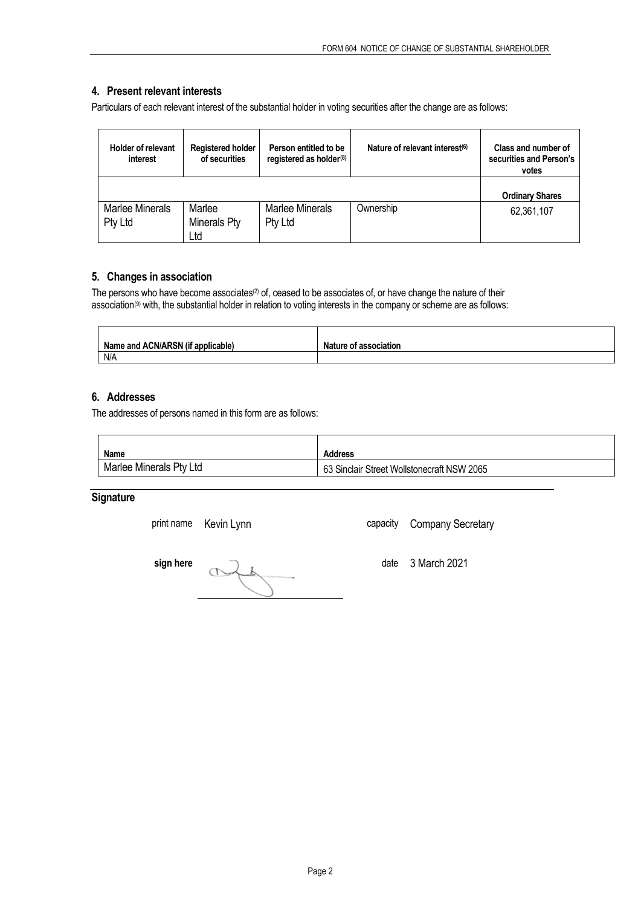## 4. Present relevant interests

Particulars of each relevant interest of the substantial holder in voting securities after the change are as follows:

| Holder of relevant interest | Registered holder of securities | Person entitled to be registered as holder(8) | Nature of relevant interest(6) | Class and number of securities and Person's votes |
|---|---|---|---|---|
| | | | | Ordinary Shares |
| Marlee Minerals Pty Ltd | Marlee Minerals Pty Ltd | Marlee Minerals Pty Ltd | Ownership | 62,361,107 |

## 5. Changes in association

The persons who have become associates(2) of, ceased to be associates of, or have change the nature of their association(9) with, the substantial holder in relation to voting interests in the company or scheme are as follows:

| Name and ACN/ARSN (if applicable) | Nature of association |
|---|---|
| N/A | |

## 6. Addresses

The addresses of persons named in this form are as follows:

| Name | Address |
|---|---|
| Marlee Minerals Pty Ltd | 63 Sinclair Street Wollstonecraft NSW 2065 |

## Signature

print name Kevin Lynn capacity Company Secretary

sign here date 3 March 2021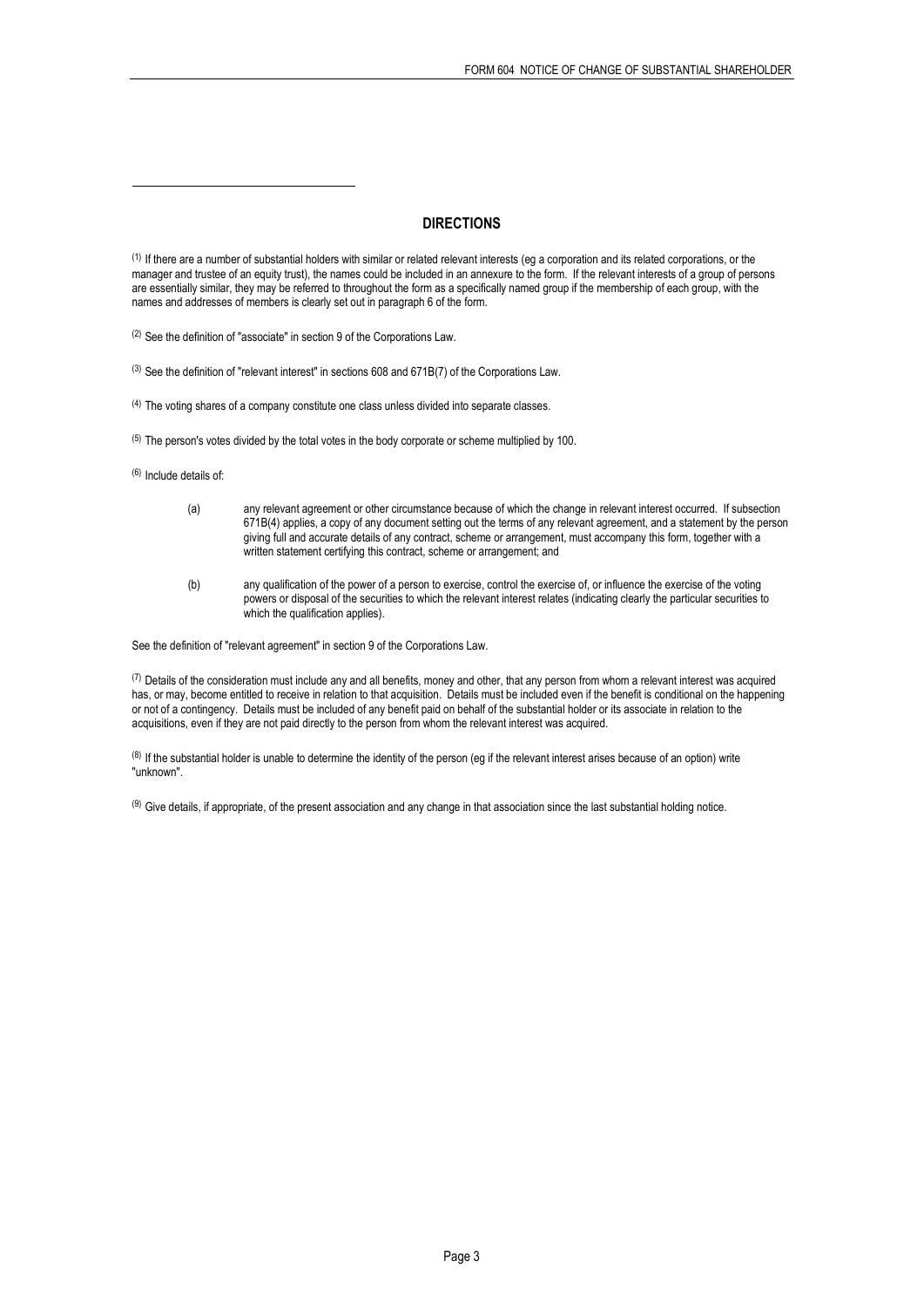## DIRECTIONS

[1] If there are a number of substantial holders with similar or related relevant interests (eg a corporation and its related corporations, or the manager and trustee of an equity trust), the names could be included in an annexure to the form. If the relevant interests of a group of persons are essentially similar, they may be referred to throughout the form as a specifically named group if the membership of each group, with the names and addresses of members is clearly set out in paragraph 6 of the form.

[2] See the definition of "associate" in section 9 of the Corporations Law.

[3] See the definition of "relevant interest" in sections 608 and 671B(7) of the Corporations Law.

[4] The voting shares of a company constitute one class unless divided into separate classes.

[5] The person's votes divided by the total votes in the body corporate or scheme multiplied by 100.

[6] Include details of:

(a) any relevant agreement or other circumstance because of which the change in relevant interest occurred. If subsection 671B(4) applies, a copy of any document setting out the terms of any relevant agreement, and a statement by the person giving full and accurate details of any contract, scheme or arrangement, must accompany this form, together with a written statement certifying this contract, scheme or arrangement; and

(b) any qualification of the power of a person to exercise, control the exercise of, or influence the exercise of the voting powers or disposal of the securities to which the relevant interest relates (indicating clearly the particular securities to which the qualification applies).

See the definition of "relevant agreement" in section 9 of the Corporations Law.

[7] Details of the consideration must include any and all benefits, money and other, that any person from whom a relevant interest was acquired has, or may, become entitled to receive in relation to that acquisition. Details must be included even if the benefit is conditional on the happening or not of a contingency. Details must be included of any benefit paid on behalf of the substantial holder or its associate in relation to the acquisitions, even if they are not paid directly to the person from whom the relevant interest was acquired.

[8] If the substantial holder is unable to determine the identity of the person (eg if the relevant interest arises because of an option) write "unknown".

[9] Give details, if appropriate, of the present association and any change in that association since the last substantial holding notice.